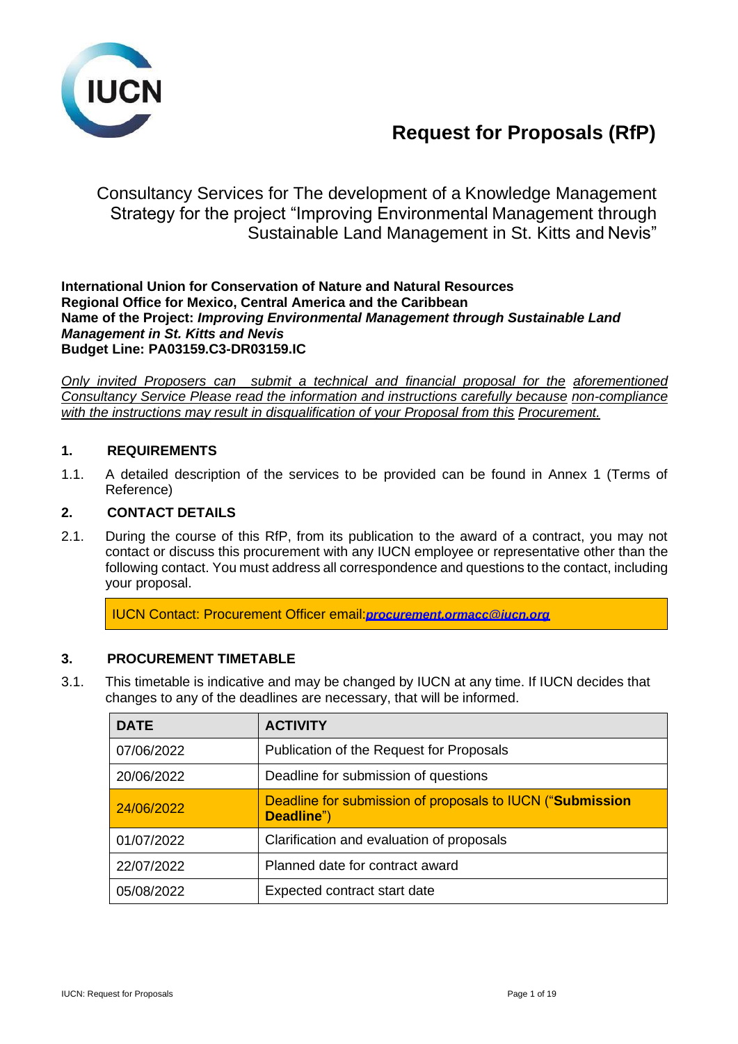# Request for Proposals (RfP)

## Consultancy Services for The development of a Knowledge Management Strategy for the project "Improving Environmental Management through Sustainable Land Management in St. Kitts and Nevis"

**International Union for Conservation of Nature and Natural Resources**
**Regional Office for Mexico, Central America and the Caribbean**
**Name of the Project:** ***Improving Environmental Management through Sustainable Land Management in St. Kitts and Nevis***
**Budget Line: PA03159.C3-DR03159.IC**

*Only invited Proposers can submit a technical and financial proposal for the aforementioned Consultancy Service Please read the information and instructions carefully because non-compliance with the instructions may result in disqualification of your Proposal from this Procurement.*

### 1. REQUIREMENTS

1.1. A detailed description of the services to be provided can be found in Annex 1 (Terms of Reference)

### 2. CONTACT DETAILS

2.1. During the course of this RfP, from its publication to the award of a contract, you may not contact or discuss this procurement with any IUCN employee or representative other than the following contact. You must address all correspondence and questions to the contact, including your proposal.

IUCN Contact: Procurement Officer email: ***procurement.ormacc@iucn.org***

### 3. PROCUREMENT TIMETABLE

3.1. This timetable is indicative and may be changed by IUCN at any time. If IUCN decides that changes to any of the deadlines are necessary, that will be informed.

| DATE | ACTIVITY |
| --- | --- |
| 07/06/2022 | Publication of the Request for Proposals |
| 20/06/2022 | Deadline for submission of questions |
| 24/06/2022 | Deadline for submission of proposals to IUCN ("**Submission Deadline**") |
| 01/07/2022 | Clarification and evaluation of proposals |
| 22/07/2022 | Planned date for contract award |
| 05/08/2022 | Expected contract start date |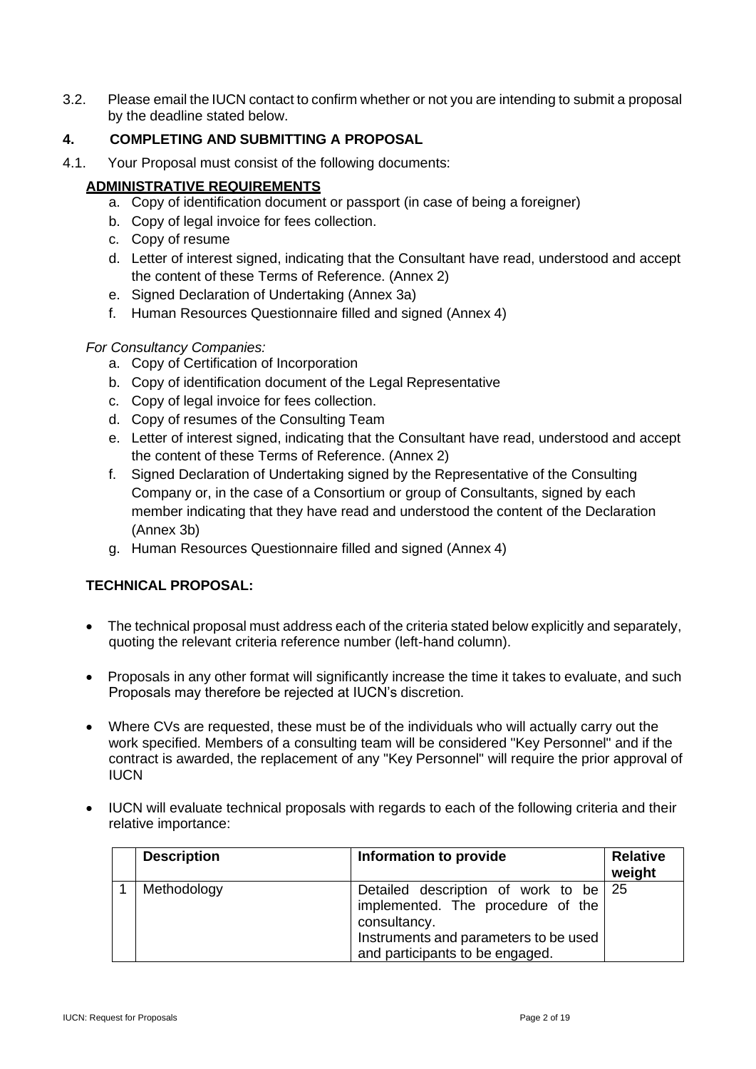3.2. Please email the IUCN contact to confirm whether or not you are intending to submit a proposal by the deadline stated below.

## 4. COMPLETING AND SUBMITTING A PROPOSAL

4.1. Your Proposal must consist of the following documents:

**ADMINISTRATIVE REQUIREMENTS**

a. Copy of identification document or passport (in case of being a foreigner)
b. Copy of legal invoice for fees collection.
c. Copy of resume
d. Letter of interest signed, indicating that the Consultant have read, understood and accept the content of these Terms of Reference. (Annex 2)
e. Signed Declaration of Undertaking (Annex 3a)
f. Human Resources Questionnaire filled and signed (Annex 4)

*For Consultancy Companies:*

a. Copy of Certification of Incorporation
b. Copy of identification document of the Legal Representative
c. Copy of legal invoice for fees collection.
d. Copy of resumes of the Consulting Team
e. Letter of interest signed, indicating that the Consultant have read, understood and accept the content of these Terms of Reference. (Annex 2)
f. Signed Declaration of Undertaking signed by the Representative of the Consulting Company or, in the case of a Consortium or group of Consultants, signed by each member indicating that they have read and understood the content of the Declaration (Annex 3b)
g. Human Resources Questionnaire filled and signed (Annex 4)

**TECHNICAL PROPOSAL:**

- The technical proposal must address each of the criteria stated below explicitly and separately, quoting the relevant criteria reference number (left-hand column).
- Proposals in any other format will significantly increase the time it takes to evaluate, and such Proposals may therefore be rejected at IUCN's discretion.
- Where CVs are requested, these must be of the individuals who will actually carry out the work specified. Members of a consulting team will be considered "Key Personnel" and if the contract is awarded, the replacement of any "Key Personnel" will require the prior approval of IUCN
- IUCN will evaluate technical proposals with regards to each of the following criteria and their relative importance:

| | Description | Information to provide | Relative weight |
|---|---|---|---|
| 1 | Methodology | Detailed description of work to be implemented. The procedure of the consultancy.<br>Instruments and parameters to be used and participants to be engaged. | 25 |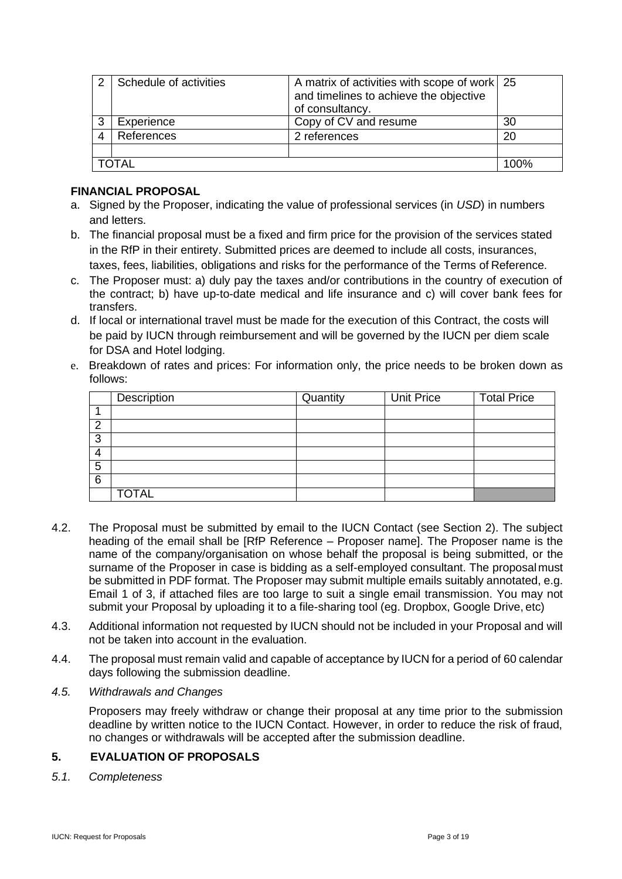| 2 | Schedule of activities | A matrix of activities with scope of work and timelines to achieve the objective of consultancy. | 25 |
|---|---|---|---|
| 3 | Experience | Copy of CV and resume | 30 |
| 4 | References | 2 references | 20 |
| | | | |
| TOTAL | | | 100% |

**FINANCIAL PROPOSAL**

a. Signed by the Proposer, indicating the value of professional services (in *USD*) in numbers and letters.

b. The financial proposal must be a fixed and firm price for the provision of the services stated in the RfP in their entirety. Submitted prices are deemed to include all costs, insurances, taxes, fees, liabilities, obligations and risks for the performance of the Terms of Reference.

c. The Proposer must: a) duly pay the taxes and/or contributions in the country of execution of the contract; b) have up-to-date medical and life insurance and c) will cover bank fees for transfers.

d. If local or international travel must be made for the execution of this Contract, the costs will be paid by IUCN through reimbursement and will be governed by the IUCN per diem scale for DSA and Hotel lodging.

e. Breakdown of rates and prices: For information only, the price needs to be broken down as follows:

| | Description | Quantity | Unit Price | Total Price |
|---|---|---|---|---|
| 1 | | | | |
| 2 | | | | |
| 3 | | | | |
| 4 | | | | |
| 5 | | | | |
| 6 | | | | |
| | TOTAL | | | |

4.2. The Proposal must be submitted by email to the IUCN Contact (see Section 2). The subject heading of the email shall be [RfP Reference – Proposer name]. The Proposer name is the name of the company/organisation on whose behalf the proposal is being submitted, or the surname of the Proposer in case is bidding as a self-employed consultant. The proposal must be submitted in PDF format. The Proposer may submit multiple emails suitably annotated, e.g. Email 1 of 3, if attached files are too large to suit a single email transmission. You may not submit your Proposal by uploading it to a file-sharing tool (eg. Dropbox, Google Drive, etc)

4.3. Additional information not requested by IUCN should not be included in your Proposal and will not be taken into account in the evaluation.

4.4. The proposal must remain valid and capable of acceptance by IUCN for a period of 60 calendar days following the submission deadline.

*4.5. Withdrawals and Changes*

Proposers may freely withdraw or change their proposal at any time prior to the submission deadline by written notice to the IUCN Contact. However, in order to reduce the risk of fraud, no changes or withdrawals will be accepted after the submission deadline.

## 5. EVALUATION OF PROPOSALS

*5.1. Completeness*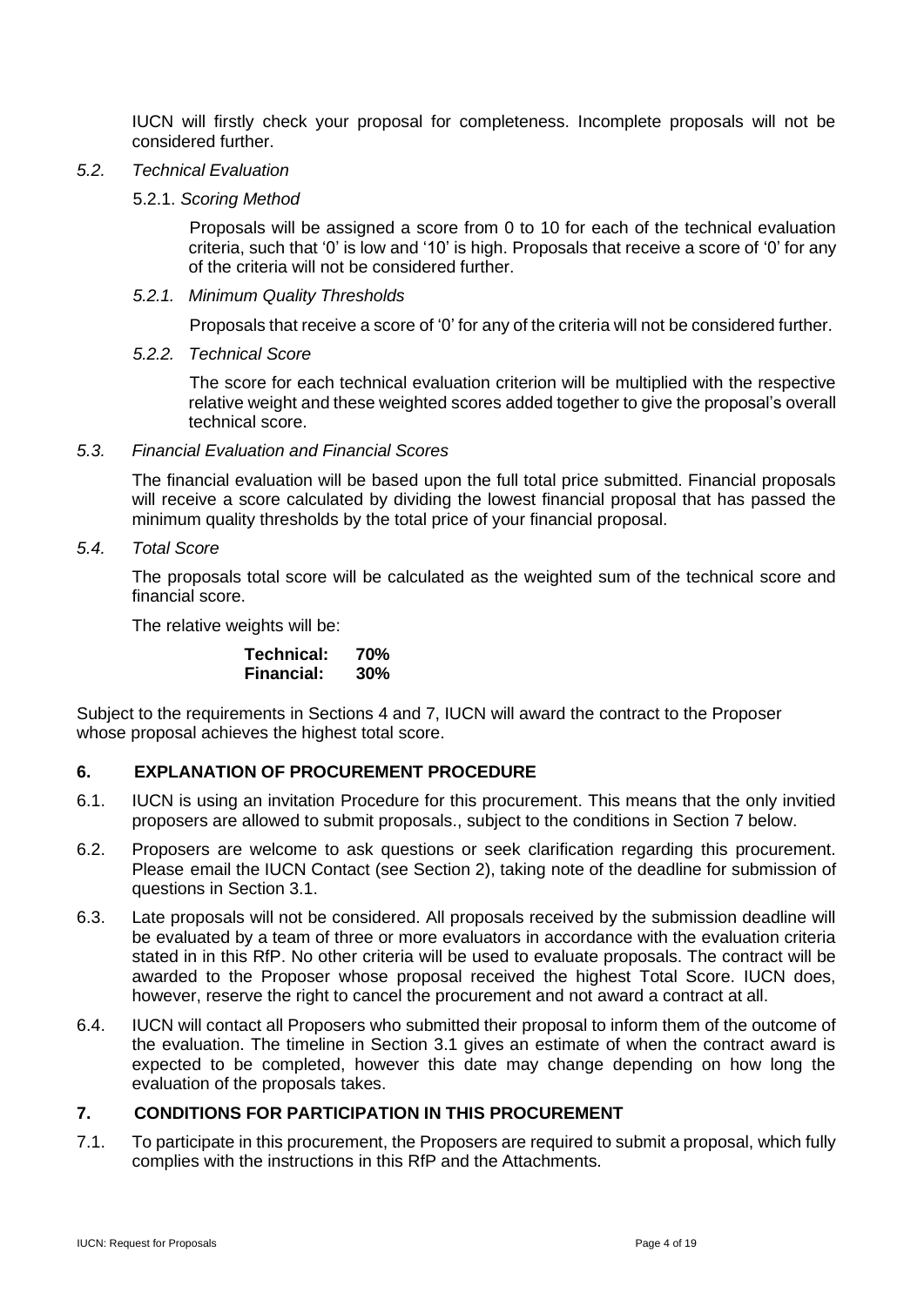IUCN will firstly check your proposal for completeness. Incomplete proposals will not be considered further.

*5.2. Technical Evaluation*

5.2.1. *Scoring Method*

Proposals will be assigned a score from 0 to 10 for each of the technical evaluation criteria, such that '0' is low and '10' is high. Proposals that receive a score of '0' for any of the criteria will not be considered further.

*5.2.1. Minimum Quality Thresholds*

Proposals that receive a score of '0' for any of the criteria will not be considered further.

*5.2.2. Technical Score*

The score for each technical evaluation criterion will be multiplied with the respective relative weight and these weighted scores added together to give the proposal's overall technical score.

*5.3. Financial Evaluation and Financial Scores*

The financial evaluation will be based upon the full total price submitted. Financial proposals will receive a score calculated by dividing the lowest financial proposal that has passed the minimum quality thresholds by the total price of your financial proposal.

*5.4. Total Score*

The proposals total score will be calculated as the weighted sum of the technical score and financial score.

The relative weights will be:

**Technical: 70%**
**Financial: 30%**

Subject to the requirements in Sections 4 and 7, IUCN will award the contract to the Proposer whose proposal achieves the highest total score.

## 6. EXPLANATION OF PROCUREMENT PROCEDURE

6.1. IUCN is using an invitation Procedure for this procurement. This means that the only invitied proposers are allowed to submit proposals., subject to the conditions in Section 7 below.

6.2. Proposers are welcome to ask questions or seek clarification regarding this procurement. Please email the IUCN Contact (see Section 2), taking note of the deadline for submission of questions in Section 3.1.

6.3. Late proposals will not be considered. All proposals received by the submission deadline will be evaluated by a team of three or more evaluators in accordance with the evaluation criteria stated in in this RfP. No other criteria will be used to evaluate proposals. The contract will be awarded to the Proposer whose proposal received the highest Total Score. IUCN does, however, reserve the right to cancel the procurement and not award a contract at all.

6.4. IUCN will contact all Proposers who submitted their proposal to inform them of the outcome of the evaluation. The timeline in Section 3.1 gives an estimate of when the contract award is expected to be completed, however this date may change depending on how long the evaluation of the proposals takes.

## 7. CONDITIONS FOR PARTICIPATION IN THIS PROCUREMENT

7.1. To participate in this procurement, the Proposers are required to submit a proposal, which fully complies with the instructions in this RfP and the Attachments.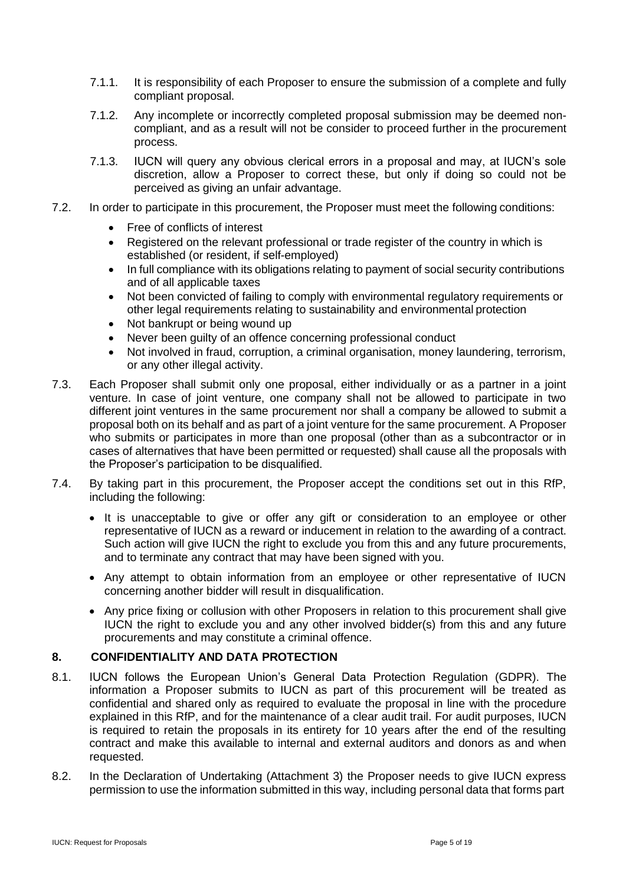7.1.1. It is responsibility of each Proposer to ensure the submission of a complete and fully compliant proposal.

7.1.2. Any incomplete or incorrectly completed proposal submission may be deemed non-compliant, and as a result will not be consider to proceed further in the procurement process.

7.1.3. IUCN will query any obvious clerical errors in a proposal and may, at IUCN's sole discretion, allow a Proposer to correct these, but only if doing so could not be perceived as giving an unfair advantage.

7.2. In order to participate in this procurement, the Proposer must meet the following conditions:

- Free of conflicts of interest
- Registered on the relevant professional or trade register of the country in which is established (or resident, if self-employed)
- In full compliance with its obligations relating to payment of social security contributions and of all applicable taxes
- Not been convicted of failing to comply with environmental regulatory requirements or other legal requirements relating to sustainability and environmental protection
- Not bankrupt or being wound up
- Never been guilty of an offence concerning professional conduct
- Not involved in fraud, corruption, a criminal organisation, money laundering, terrorism, or any other illegal activity.

7.3. Each Proposer shall submit only one proposal, either individually or as a partner in a joint venture. In case of joint venture, one company shall not be allowed to participate in two different joint ventures in the same procurement nor shall a company be allowed to submit a proposal both on its behalf and as part of a joint venture for the same procurement. A Proposer who submits or participates in more than one proposal (other than as a subcontractor or in cases of alternatives that have been permitted or requested) shall cause all the proposals with the Proposer's participation to be disqualified.

7.4. By taking part in this procurement, the Proposer accept the conditions set out in this RfP, including the following:

- It is unacceptable to give or offer any gift or consideration to an employee or other representative of IUCN as a reward or inducement in relation to the awarding of a contract. Such action will give IUCN the right to exclude you from this and any future procurements, and to terminate any contract that may have been signed with you.
- Any attempt to obtain information from an employee or other representative of IUCN concerning another bidder will result in disqualification.
- Any price fixing or collusion with other Proposers in relation to this procurement shall give IUCN the right to exclude you and any other involved bidder(s) from this and any future procurements and may constitute a criminal offence.

## 8. CONFIDENTIALITY AND DATA PROTECTION

8.1. IUCN follows the European Union's General Data Protection Regulation (GDPR). The information a Proposer submits to IUCN as part of this procurement will be treated as confidential and shared only as required to evaluate the proposal in line with the procedure explained in this RfP, and for the maintenance of a clear audit trail. For audit purposes, IUCN is required to retain the proposals in its entirety for 10 years after the end of the resulting contract and make this available to internal and external auditors and donors as and when requested.

8.2. In the Declaration of Undertaking (Attachment 3) the Proposer needs to give IUCN express permission to use the information submitted in this way, including personal data that forms part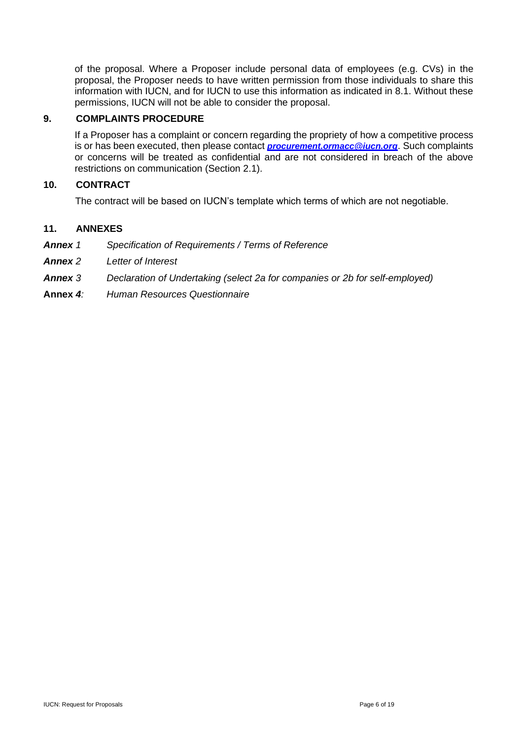of the proposal. Where a Proposer include personal data of employees (e.g. CVs) in the proposal, the Proposer needs to have written permission from those individuals to share this information with IUCN, and for IUCN to use this information as indicated in 8.1. Without these permissions, IUCN will not be able to consider the proposal.

## 9. COMPLAINTS PROCEDURE

If a Proposer has a complaint or concern regarding the propriety of how a competitive process is or has been executed, then please contact ***procurement.ormacc@iucn.org***. Such complaints or concerns will be treated as confidential and are not considered in breach of the above restrictions on communication (Section 2.1).

## 10. CONTRACT

The contract will be based on IUCN's template which terms of which are not negotiable.

## 11. ANNEXES

***Annex** 1* *Specification of Requirements / Terms of Reference*

***Annex** 2* *Letter of Interest*

***Annex** 3* *Declaration of Undertaking (select 2a for companies or 2b for self-employed)*

**Annex *4:*** *Human Resources Questionnaire*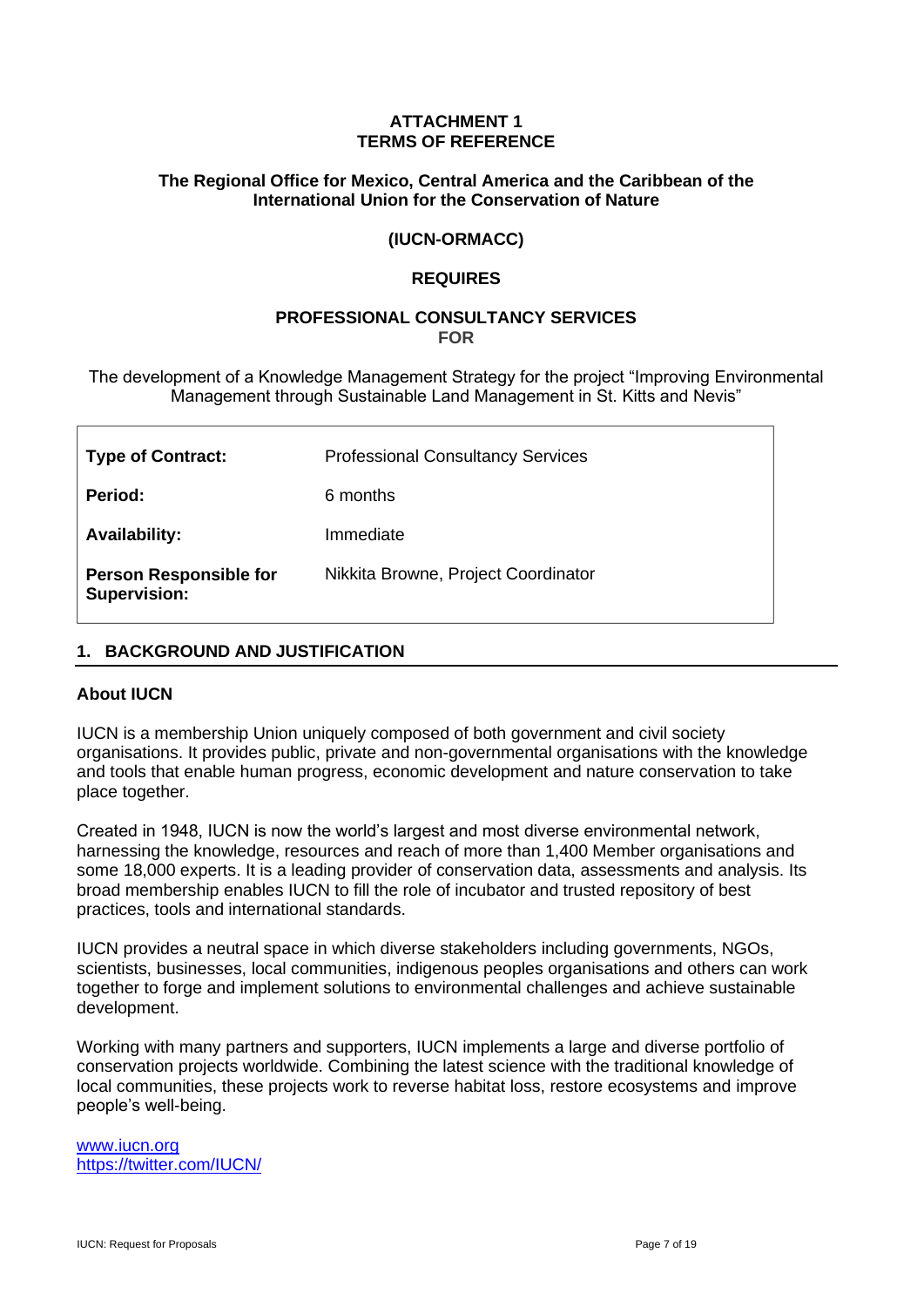**ATTACHMENT 1**
**TERMS OF REFERENCE**

**The Regional Office for Mexico, Central America and the Caribbean of the International Union for the Conservation of Nature**

**(IUCN-ORMACC)**

**REQUIRES**

**PROFESSIONAL CONSULTANCY SERVICES**
**FOR**

The development of a Knowledge Management Strategy for the project "Improving Environmental Management through Sustainable Land Management in St. Kitts and Nevis"

| | |
|---|---|
| **Type of Contract:** | Professional Consultancy Services |
| **Period:** | 6 months |
| **Availability:** | Immediate |
| **Person Responsible for Supervision:** | Nikkita Browne, Project Coordinator |

## 1. BACKGROUND AND JUSTIFICATION

### About IUCN

IUCN is a membership Union uniquely composed of both government and civil society organisations. It provides public, private and non-governmental organisations with the knowledge and tools that enable human progress, economic development and nature conservation to take place together.

Created in 1948, IUCN is now the world's largest and most diverse environmental network, harnessing the knowledge, resources and reach of more than 1,400 Member organisations and some 18,000 experts. It is a leading provider of conservation data, assessments and analysis. Its broad membership enables IUCN to fill the role of incubator and trusted repository of best practices, tools and international standards.

IUCN provides a neutral space in which diverse stakeholders including governments, NGOs, scientists, businesses, local communities, indigenous peoples organisations and others can work together to forge and implement solutions to environmental challenges and achieve sustainable development.

Working with many partners and supporters, IUCN implements a large and diverse portfolio of conservation projects worldwide. Combining the latest science with the traditional knowledge of local communities, these projects work to reverse habitat loss, restore ecosystems and improve people's well-being.

www.iucn.org
https://twitter.com/IUCN/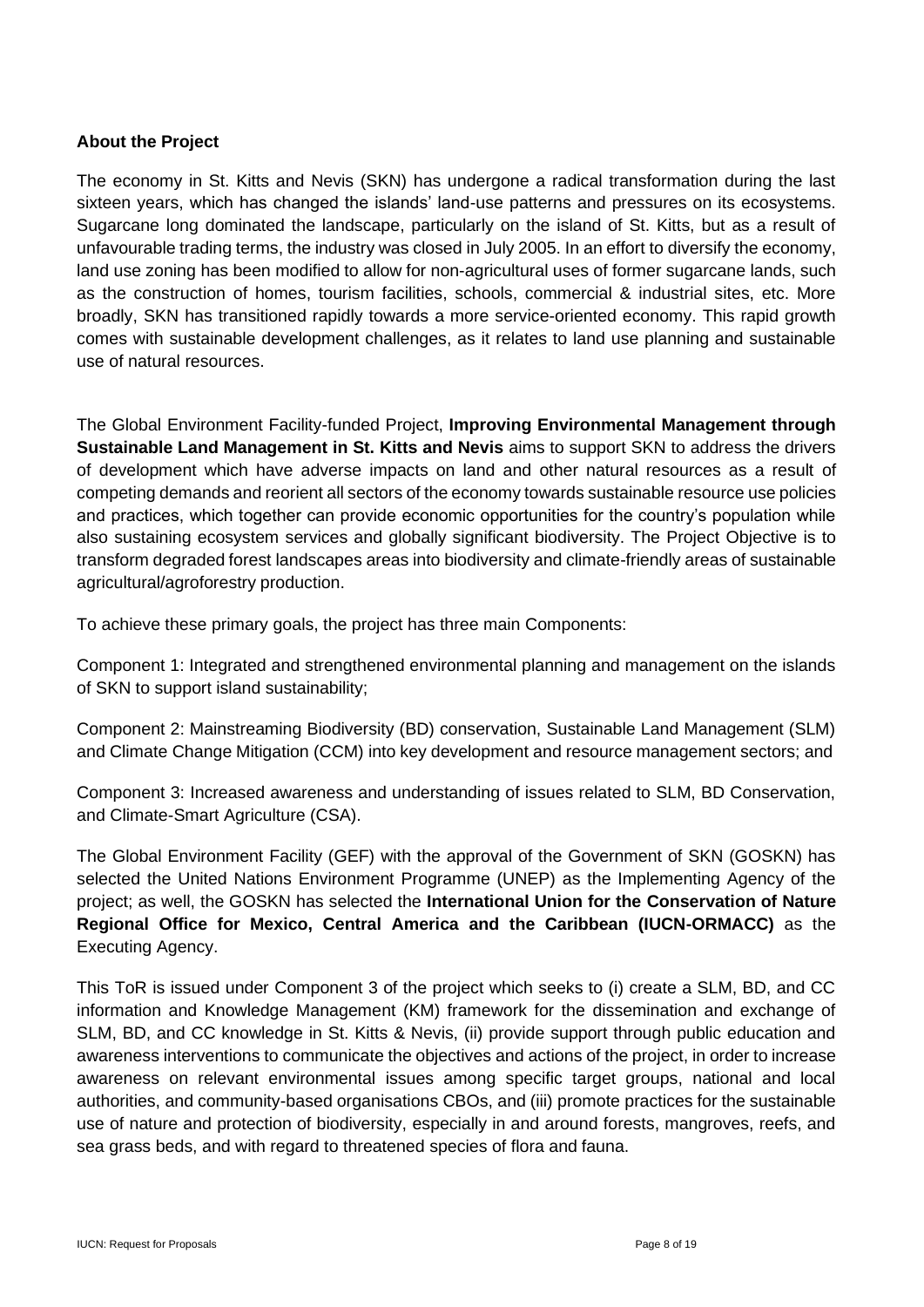**About the Project**

The economy in St. Kitts and Nevis (SKN) has undergone a radical transformation during the last sixteen years, which has changed the islands' land-use patterns and pressures on its ecosystems. Sugarcane long dominated the landscape, particularly on the island of St. Kitts, but as a result of unfavourable trading terms, the industry was closed in July 2005. In an effort to diversify the economy, land use zoning has been modified to allow for non-agricultural uses of former sugarcane lands, such as the construction of homes, tourism facilities, schools, commercial & industrial sites, etc. More broadly, SKN has transitioned rapidly towards a more service-oriented economy. This rapid growth comes with sustainable development challenges, as it relates to land use planning and sustainable use of natural resources.

The Global Environment Facility-funded Project, **Improving Environmental Management through Sustainable Land Management in St. Kitts and Nevis** aims to support SKN to address the drivers of development which have adverse impacts on land and other natural resources as a result of competing demands and reorient all sectors of the economy towards sustainable resource use policies and practices, which together can provide economic opportunities for the country's population while also sustaining ecosystem services and globally significant biodiversity. The Project Objective is to transform degraded forest landscapes areas into biodiversity and climate-friendly areas of sustainable agricultural/agroforestry production.

To achieve these primary goals, the project has three main Components:

Component 1: Integrated and strengthened environmental planning and management on the islands of SKN to support island sustainability;

Component 2: Mainstreaming Biodiversity (BD) conservation, Sustainable Land Management (SLM) and Climate Change Mitigation (CCM) into key development and resource management sectors; and

Component 3: Increased awareness and understanding of issues related to SLM, BD Conservation, and Climate-Smart Agriculture (CSA).

The Global Environment Facility (GEF) with the approval of the Government of SKN (GOSKN) has selected the United Nations Environment Programme (UNEP) as the Implementing Agency of the project; as well, the GOSKN has selected the **International Union for the Conservation of Nature Regional Office for Mexico, Central America and the Caribbean (IUCN-ORMACC)** as the Executing Agency.

This ToR is issued under Component 3 of the project which seeks to (i) create a SLM, BD, and CC information and Knowledge Management (KM) framework for the dissemination and exchange of SLM, BD, and CC knowledge in St. Kitts & Nevis, (ii) provide support through public education and awareness interventions to communicate the objectives and actions of the project, in order to increase awareness on relevant environmental issues among specific target groups, national and local authorities, and community-based organisations CBOs, and (iii) promote practices for the sustainable use of nature and protection of biodiversity, especially in and around forests, mangroves, reefs, and sea grass beds, and with regard to threatened species of flora and fauna.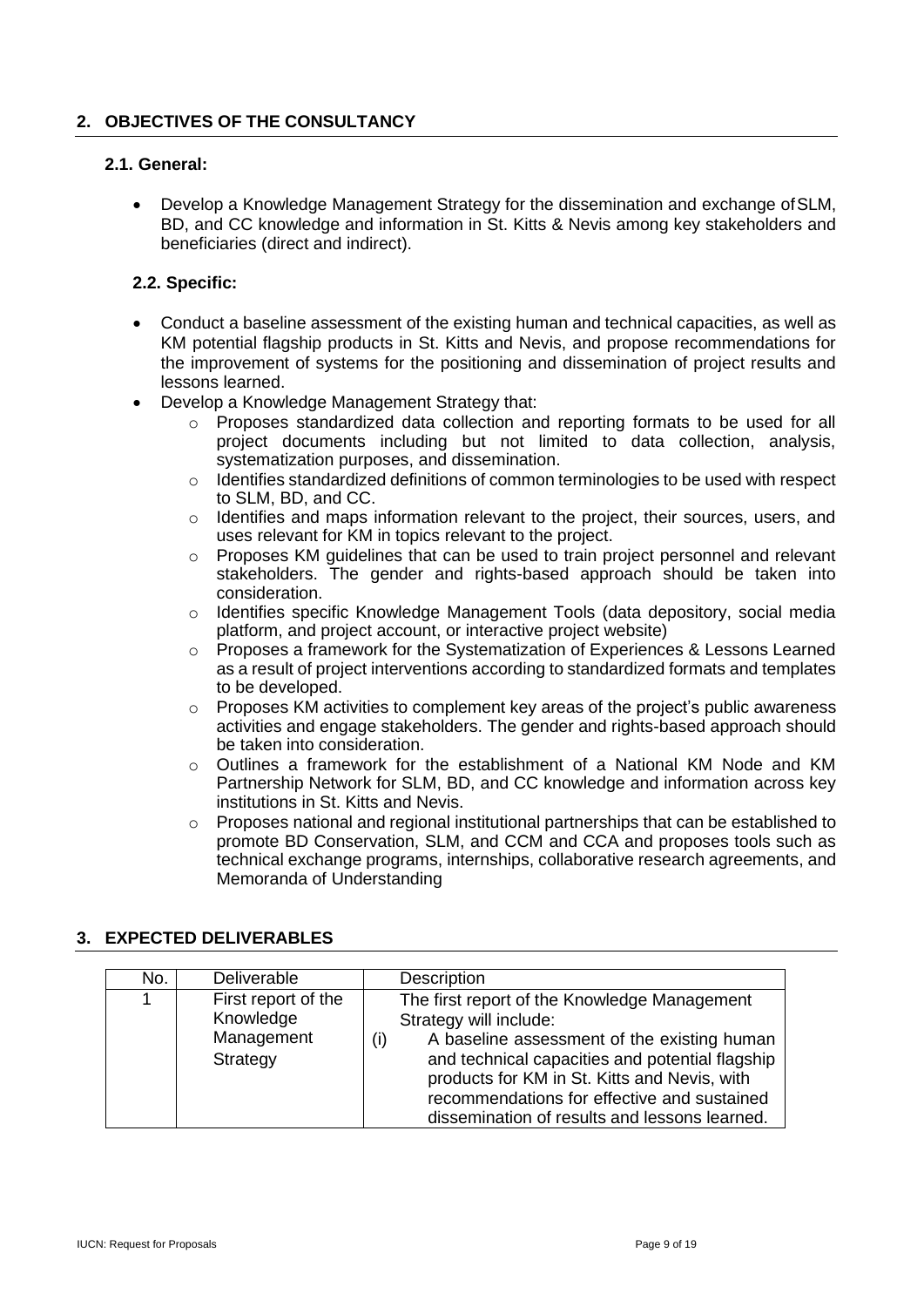## 2. OBJECTIVES OF THE CONSULTANCY

### 2.1. General:

- Develop a Knowledge Management Strategy for the dissemination and exchange of SLM, BD, and CC knowledge and information in St. Kitts & Nevis among key stakeholders and beneficiaries (direct and indirect).

### 2.2. Specific:

- Conduct a baseline assessment of the existing human and technical capacities, as well as KM potential flagship products in St. Kitts and Nevis, and propose recommendations for the improvement of systems for the positioning and dissemination of project results and lessons learned.
- Develop a Knowledge Management Strategy that:
  - Proposes standardized data collection and reporting formats to be used for all project documents including but not limited to data collection, analysis, systematization purposes, and dissemination.
  - Identifies standardized definitions of common terminologies to be used with respect to SLM, BD, and CC.
  - Identifies and maps information relevant to the project, their sources, users, and uses relevant for KM in topics relevant to the project.
  - Proposes KM guidelines that can be used to train project personnel and relevant stakeholders. The gender and rights-based approach should be taken into consideration.
  - Identifies specific Knowledge Management Tools (data depository, social media platform, and project account, or interactive project website)
  - Proposes a framework for the Systematization of Experiences & Lessons Learned as a result of project interventions according to standardized formats and templates to be developed.
  - Proposes KM activities to complement key areas of the project's public awareness activities and engage stakeholders. The gender and rights-based approach should be taken into consideration.
  - Outlines a framework for the establishment of a National KM Node and KM Partnership Network for SLM, BD, and CC knowledge and information across key institutions in St. Kitts and Nevis.
  - Proposes national and regional institutional partnerships that can be established to promote BD Conservation, SLM, and CCM and CCA and proposes tools such as technical exchange programs, internships, collaborative research agreements, and Memoranda of Understanding

## 3. EXPECTED DELIVERABLES

| No. | Deliverable | Description |
|---|---|---|
| 1 | First report of the Knowledge Management Strategy | The first report of the Knowledge Management Strategy will include:<br>(i) A baseline assessment of the existing human and technical capacities and potential flagship products for KM in St. Kitts and Nevis, with recommendations for effective and sustained dissemination of results and lessons learned. |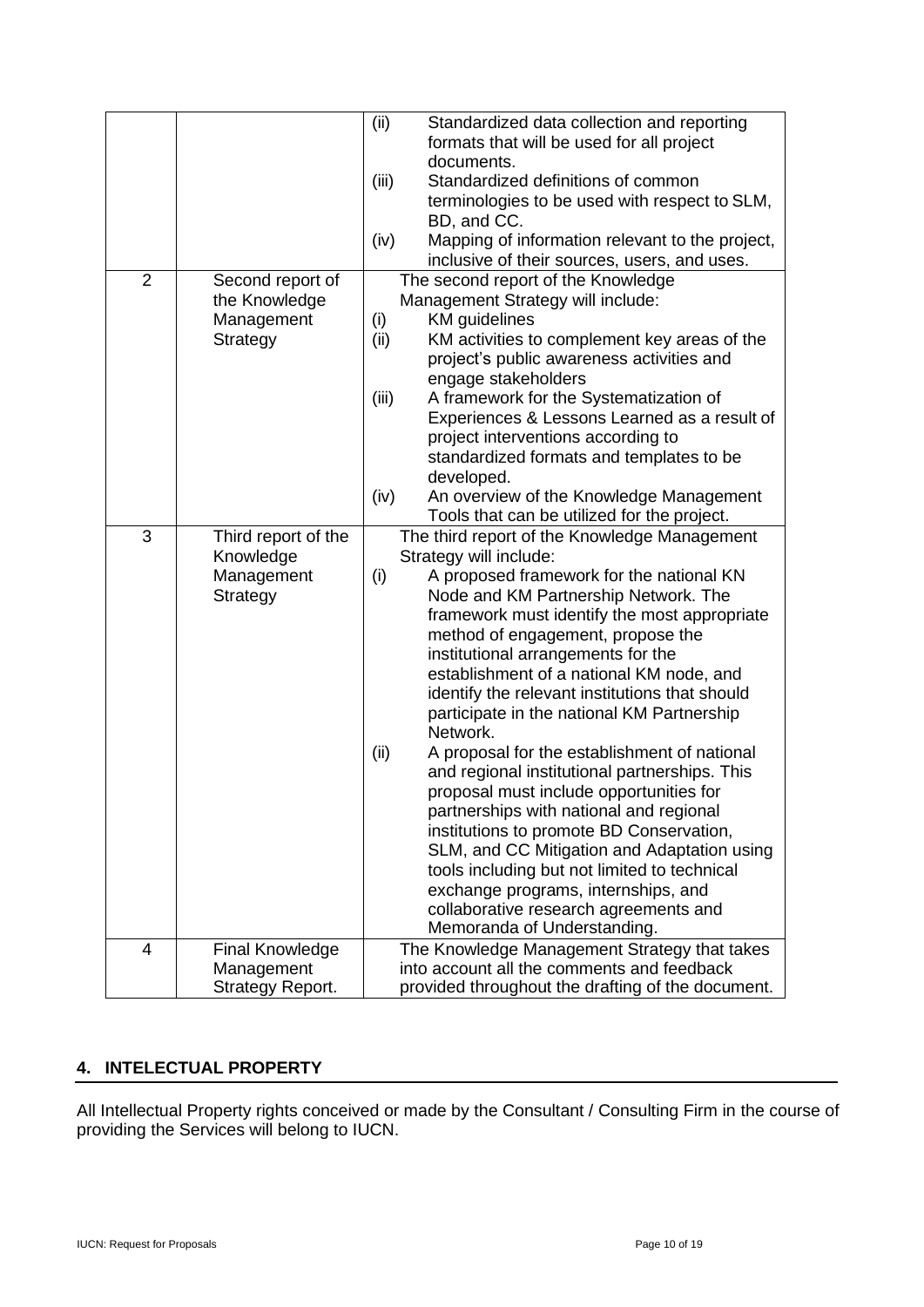| | | |
|---|---|---|
| | | (ii) Standardized data collection and reporting formats that will be used for all project documents.<br>(iii) Standardized definitions of common terminologies to be used with respect to SLM, BD, and CC.<br>(iv) Mapping of information relevant to the project, inclusive of their sources, users, and uses. |
| 2 | Second report of the Knowledge Management Strategy | The second report of the Knowledge Management Strategy will include:<br>(i) KM guidelines<br>(ii) KM activities to complement key areas of the project's public awareness activities and engage stakeholders<br>(iii) A framework for the Systematization of Experiences & Lessons Learned as a result of project interventions according to standardized formats and templates to be developed.<br>(iv) An overview of the Knowledge Management Tools that can be utilized for the project. |
| 3 | Third report of the Knowledge Management Strategy | The third report of the Knowledge Management Strategy will include:<br>(i) A proposed framework for the national KN Node and KM Partnership Network. The framework must identify the most appropriate method of engagement, propose the institutional arrangements for the establishment of a national KM node, and identify the relevant institutions that should participate in the national KM Partnership Network.<br>(ii) A proposal for the establishment of national and regional institutional partnerships. This proposal must include opportunities for partnerships with national and regional institutions to promote BD Conservation, SLM, and CC Mitigation and Adaptation using tools including but not limited to technical exchange programs, internships, and collaborative research agreements and Memoranda of Understanding. |
| 4 | Final Knowledge Management Strategy Report. | The Knowledge Management Strategy that takes into account all the comments and feedback provided throughout the drafting of the document. |

## 4. INTELECTUAL PROPERTY

All Intellectual Property rights conceived or made by the Consultant / Consulting Firm in the course of providing the Services will belong to IUCN.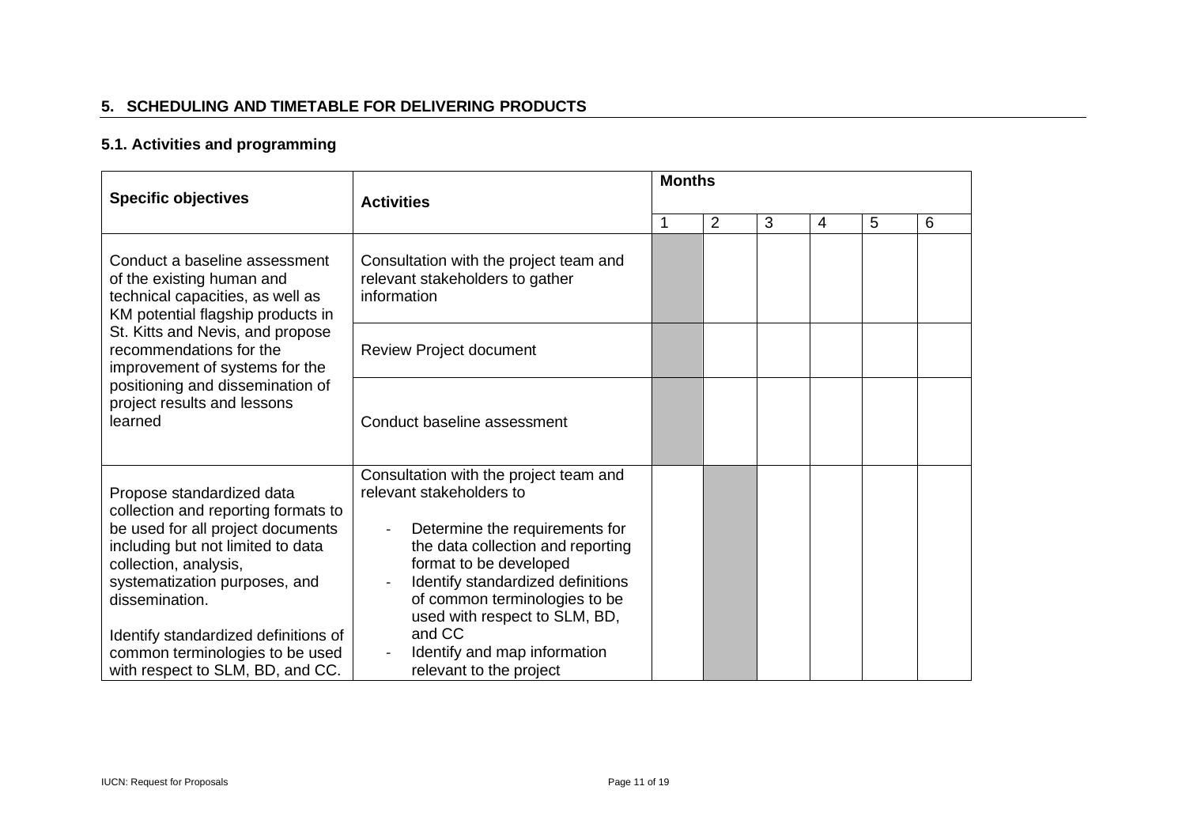## 5. SCHEDULING AND TIMETABLE FOR DELIVERING PRODUCTS

### 5.1. Activities and programming

| Specific objectives | Activities | Months | | | | | |
|---|---|---|---|---|---|---|---|
| | | 1 | 2 | 3 | 4 | 5 | 6 |
| Conduct a baseline assessment of the existing human and technical capacities, as well as KM potential flagship products in St. Kitts and Nevis, and propose recommendations for the improvement of systems for the positioning and dissemination of project results and lessons learned | Consultation with the project team and relevant stakeholders to gather information | ■ | | | | | |
| | Review Project document | ■ | | | | | |
| | Conduct baseline assessment | ■ | | | | | |
| Propose standardized data collection and reporting formats to be used for all project documents including but not limited to data collection, analysis, systematization purposes, and dissemination.<br><br>Identify standardized definitions of common terminologies to be used with respect to SLM, BD, and CC. | Consultation with the project team and relevant stakeholders to<br>- Determine the requirements for the data collection and reporting format to be developed<br>- Identify standardized definitions of common terminologies to be used with respect to SLM, BD, and CC<br>- Identify and map information relevant to the project | | ■ | | | | |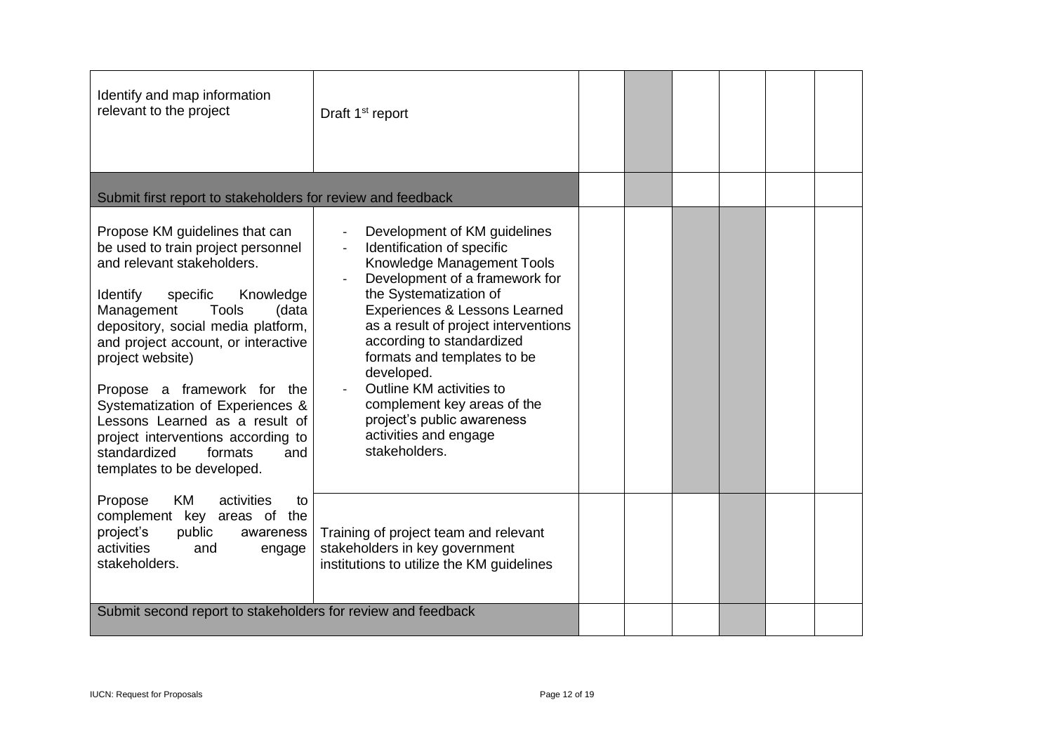| | | | | | | | |
|---|---|---|---|---|---|---|---|
| Identify and map information relevant to the project | Draft 1st report | | | | | | |
| Submit first report to stakeholders for review and feedback | | | | | | | |
| Propose KM guidelines that can be used to train project personnel and relevant stakeholders.<br><br>Identify specific Knowledge Management Tools (data depository, social media platform, and project account, or interactive project website)<br><br>Propose a framework for the Systematization of Experiences & Lessons Learned as a result of project interventions according to standardized formats and templates to be developed.<br><br>Propose KM activities to complement key areas of the project's public awareness activities and engage stakeholders. | - Development of KM guidelines<br>- Identification of specific Knowledge Management Tools<br>- Development of a framework for the Systematization of Experiences & Lessons Learned as a result of project interventions according to standardized formats and templates to be developed.<br>- Outline KM activities to complement key areas of the project's public awareness activities and engage stakeholders. | | | | | | |
| | Training of project team and relevant stakeholders in key government institutions to utilize the KM guidelines | | | | | | |
| Submit second report to stakeholders for review and feedback | | | | | | | |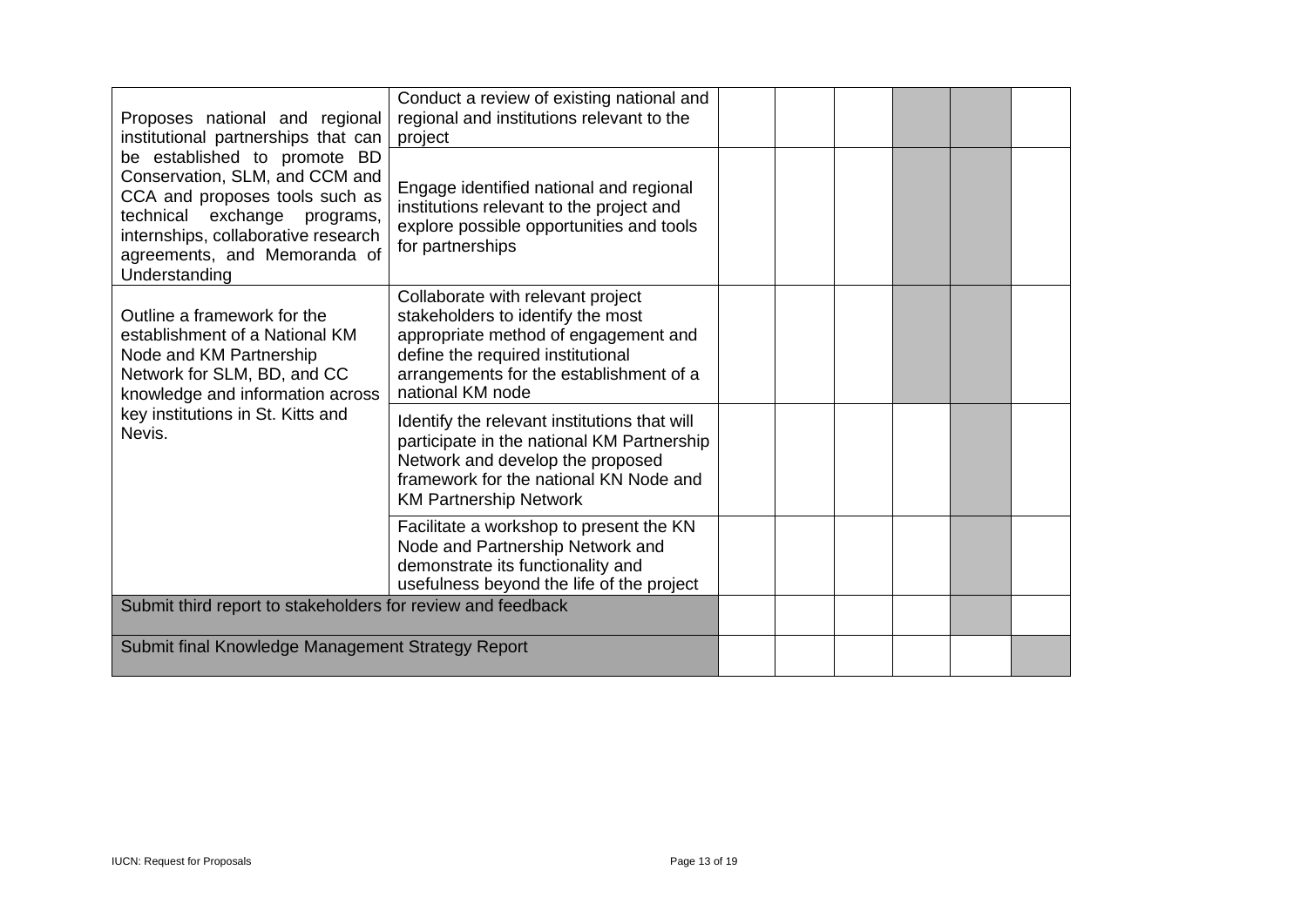| | | | | | | | |
|---|---|---|---|---|---|---|---|
| Proposes national and regional institutional partnerships that can be established to promote BD Conservation, SLM, and CCM and CCA and proposes tools such as technical exchange programs, internships, collaborative research agreements, and Memoranda of Understanding | Conduct a review of existing national and regional and institutions relevant to the project | | | | | | |
| | Engage identified national and regional institutions relevant to the project and explore possible opportunities and tools for partnerships | | | | | | |
| Outline a framework for the establishment of a National KM Node and KM Partnership Network for SLM, BD, and CC knowledge and information across key institutions in St. Kitts and Nevis. | Collaborate with relevant project stakeholders to identify the most appropriate method of engagement and define the required institutional arrangements for the establishment of a national KM node | | | | | | |
| | Identify the relevant institutions that will participate in the national KM Partnership Network and develop the proposed framework for the national KN Node and KM Partnership Network | | | | | | |
| | Facilitate a workshop to present the KN Node and Partnership Network and demonstrate its functionality and usefulness beyond the life of the project | | | | | | |
| Submit third report to stakeholders for review and feedback | | | | | | | |
| Submit final Knowledge Management Strategy Report | | | | | | | |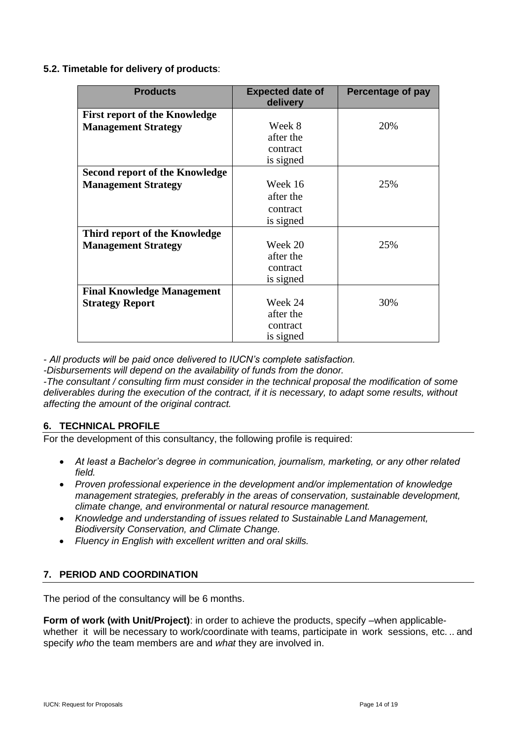### 5.2. Timetable for delivery of products:

| Products | Expected date of delivery | Percentage of pay |
| --- | --- | --- |
| **First report of the Knowledge Management Strategy** | Week 8 after the contract is signed | 20% |
| **Second report of the Knowledge Management Strategy** | Week 16 after the contract is signed | 25% |
| **Third report of the Knowledge Management Strategy** | Week 20 after the contract is signed | 25% |
| **Final Knowledge Management Strategy Report** | Week 24 after the contract is signed | 30% |

*- All products will be paid once delivered to IUCN's complete satisfaction.*

*-Disbursements will depend on the availability of funds from the donor.*

*-The consultant / consulting firm must consider in the technical proposal the modification of some deliverables during the execution of the contract, if it is necessary, to adapt some results, without affecting the amount of the original contract.*

## 6. TECHNICAL PROFILE

For the development of this consultancy, the following profile is required:

- *At least a Bachelor's degree in communication, journalism, marketing, or any other related field.*
- *Proven professional experience in the development and/or implementation of knowledge management strategies, preferably in the areas of conservation, sustainable development, climate change, and environmental or natural resource management.*
- *Knowledge and understanding of issues related to Sustainable Land Management, Biodiversity Conservation, and Climate Change.*
- *Fluency in English with excellent written and oral skills.*

## 7. PERIOD AND COORDINATION

The period of the consultancy will be 6 months.

**Form of work (with Unit/Project)**: in order to achieve the products, specify –when applicable- whether it will be necessary to work/coordinate with teams, participate in work sessions, etc. .. and specify *who* the team members are and *what* they are involved in.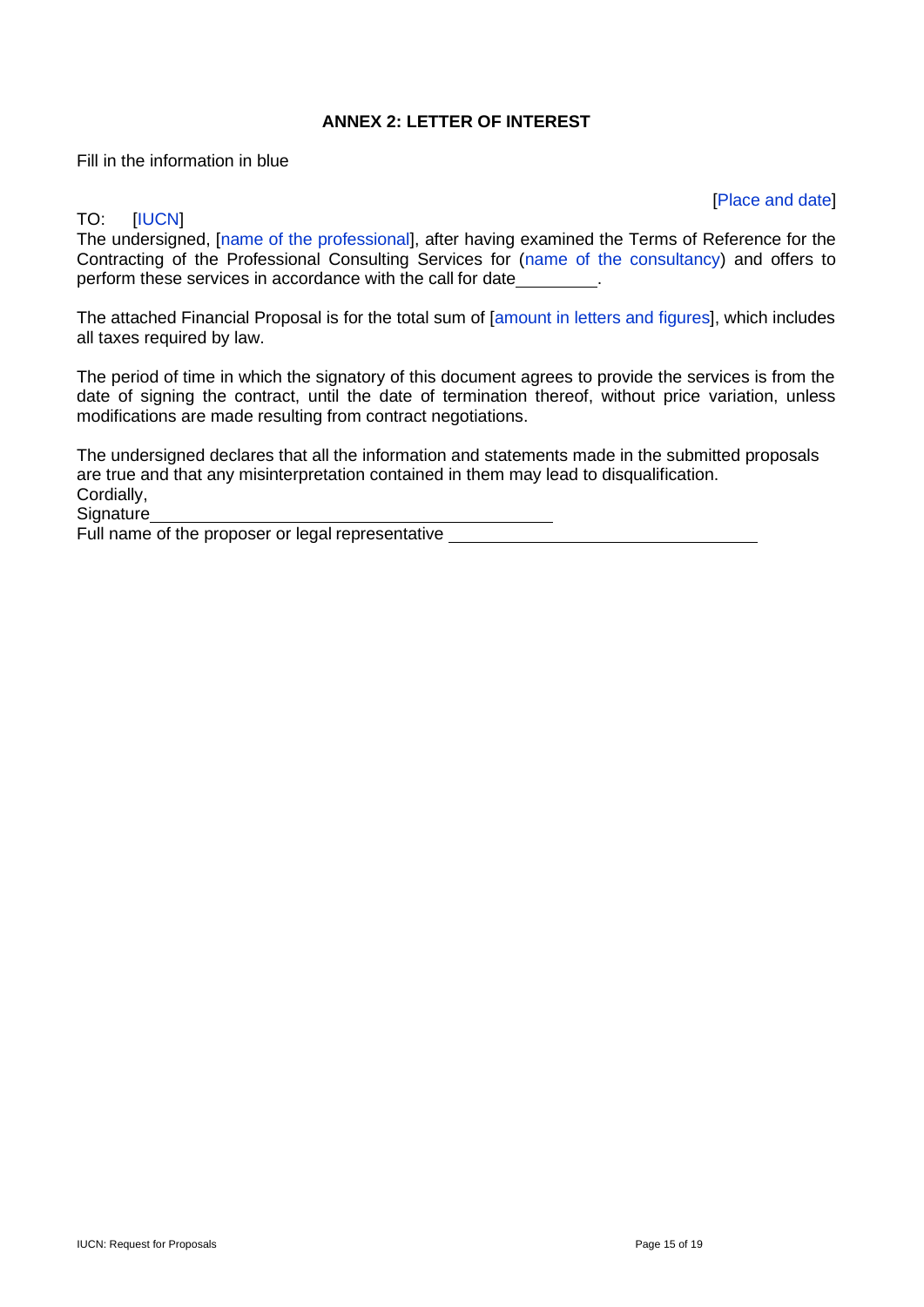**ANNEX 2: LETTER OF INTEREST**

Fill in the information in blue

[Place and date]

TO: [IUCN]

The undersigned, [name of the professional], after having examined the Terms of Reference for the Contracting of the Professional Consulting Services for (name of the consultancy) and offers to perform these services in accordance with the call for date________.

The attached Financial Proposal is for the total sum of [amount in letters and figures], which includes all taxes required by law.

The period of time in which the signatory of this document agrees to provide the services is from the date of signing the contract, until the date of termination thereof, without price variation, unless modifications are made resulting from contract negotiations.

The undersigned declares that all the information and statements made in the submitted proposals are true and that any misinterpretation contained in them may lead to disqualification.

Cordially,

Signature____________________________________________

Full name of the proposer or legal representative ________________________________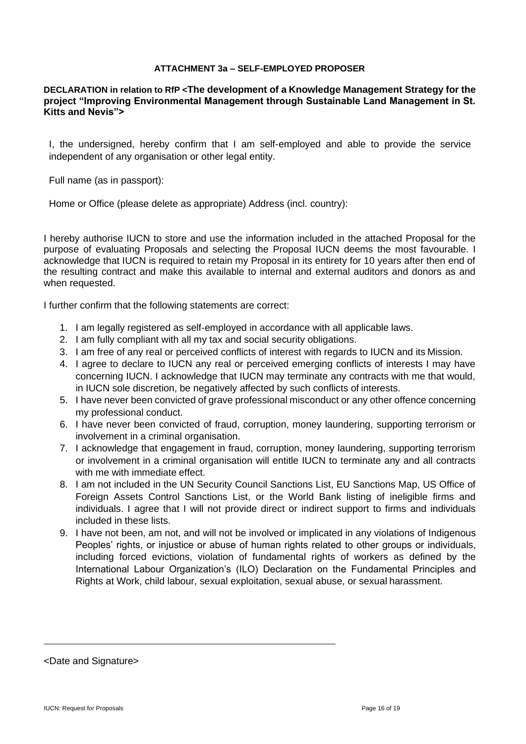**ATTACHMENT 3a – SELF-EMPLOYED PROPOSER**

**DECLARATION in relation to RfP <The development of a Knowledge Management Strategy for the project "Improving Environmental Management through Sustainable Land Management in St. Kitts and Nevis">**

I, the undersigned, hereby confirm that I am self-employed and able to provide the service independent of any organisation or other legal entity.

Full name (as in passport):

Home or Office (please delete as appropriate) Address (incl. country):

I hereby authorise IUCN to store and use the information included in the attached Proposal for the purpose of evaluating Proposals and selecting the Proposal IUCN deems the most favourable. I acknowledge that IUCN is required to retain my Proposal in its entirety for 10 years after then end of the resulting contract and make this available to internal and external auditors and donors as and when requested.

I further confirm that the following statements are correct:

1. I am legally registered as self-employed in accordance with all applicable laws.
2. I am fully compliant with all my tax and social security obligations.
3. I am free of any real or perceived conflicts of interest with regards to IUCN and its Mission.
4. I agree to declare to IUCN any real or perceived emerging conflicts of interests I may have concerning IUCN. I acknowledge that IUCN may terminate any contracts with me that would, in IUCN sole discretion, be negatively affected by such conflicts of interests.
5. I have never been convicted of grave professional misconduct or any other offence concerning my professional conduct.
6. I have never been convicted of fraud, corruption, money laundering, supporting terrorism or involvement in a criminal organisation.
7. I acknowledge that engagement in fraud, corruption, money laundering, supporting terrorism or involvement in a criminal organisation will entitle IUCN to terminate any and all contracts with me with immediate effect.
8. I am not included in the UN Security Council Sanctions List, EU Sanctions Map, US Office of Foreign Assets Control Sanctions List, or the World Bank listing of ineligible firms and individuals. I agree that I will not provide direct or indirect support to firms and individuals included in these lists.
9. I have not been, am not, and will not be involved or implicated in any violations of Indigenous Peoples' rights, or injustice or abuse of human rights related to other groups or individuals, including forced evictions, violation of fundamental rights of workers as defined by the International Labour Organization's (ILO) Declaration on the Fundamental Principles and Rights at Work, child labour, sexual exploitation, sexual abuse, or sexual harassment.

---

<Date and Signature>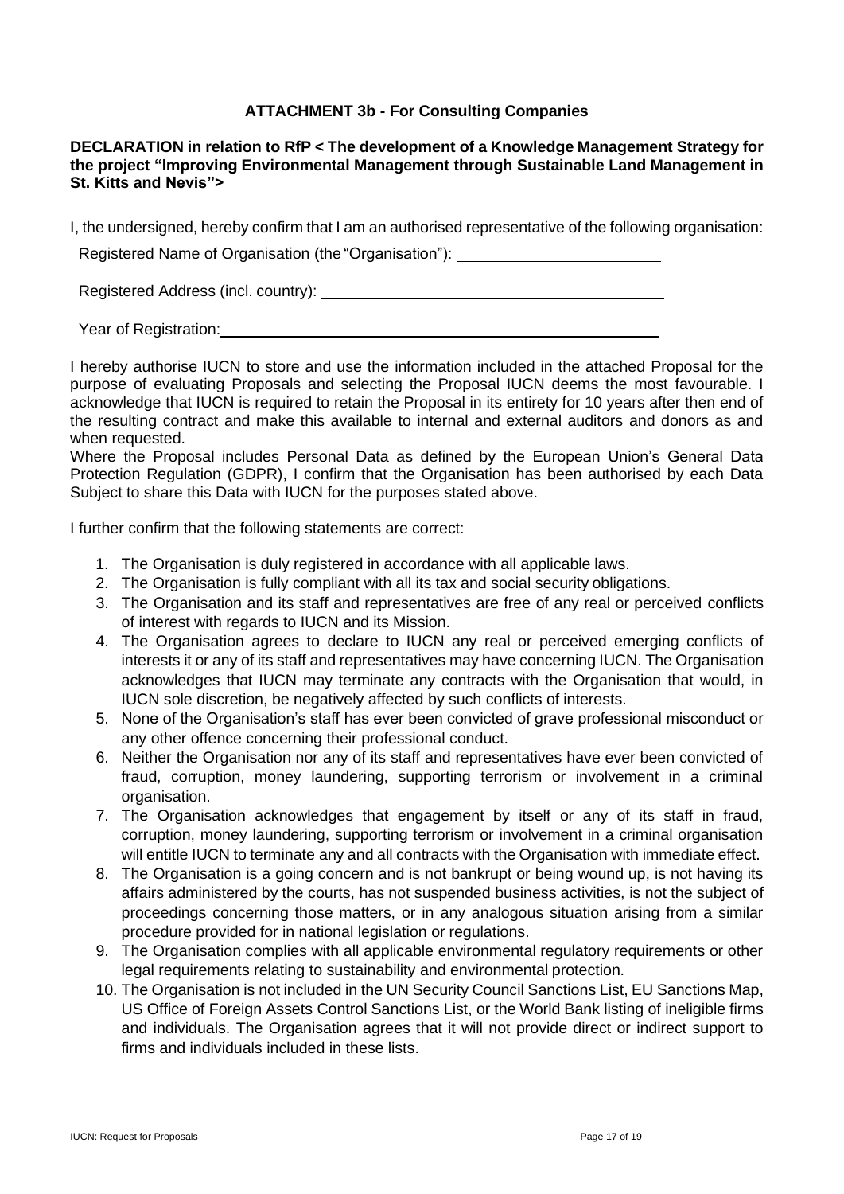**ATTACHMENT 3b - For Consulting Companies**

**DECLARATION in relation to RfP < The development of a Knowledge Management Strategy for the project "Improving Environmental Management through Sustainable Land Management in St. Kitts and Nevis">**

I, the undersigned, hereby confirm that I am an authorised representative of the following organisation:

Registered Name of Organisation (the "Organisation"): ________________________

Registered Address (incl. country): ________________________________________

Year of Registration: _____________________________________________________

I hereby authorise IUCN to store and use the information included in the attached Proposal for the purpose of evaluating Proposals and selecting the Proposal IUCN deems the most favourable. I acknowledge that IUCN is required to retain the Proposal in its entirety for 10 years after then end of the resulting contract and make this available to internal and external auditors and donors as and when requested.

Where the Proposal includes Personal Data as defined by the European Union's General Data Protection Regulation (GDPR), I confirm that the Organisation has been authorised by each Data Subject to share this Data with IUCN for the purposes stated above.

I further confirm that the following statements are correct:

1. The Organisation is duly registered in accordance with all applicable laws.
2. The Organisation is fully compliant with all its tax and social security obligations.
3. The Organisation and its staff and representatives are free of any real or perceived conflicts of interest with regards to IUCN and its Mission.
4. The Organisation agrees to declare to IUCN any real or perceived emerging conflicts of interests it or any of its staff and representatives may have concerning IUCN. The Organisation acknowledges that IUCN may terminate any contracts with the Organisation that would, in IUCN sole discretion, be negatively affected by such conflicts of interests.
5. None of the Organisation's staff has ever been convicted of grave professional misconduct or any other offence concerning their professional conduct.
6. Neither the Organisation nor any of its staff and representatives have ever been convicted of fraud, corruption, money laundering, supporting terrorism or involvement in a criminal organisation.
7. The Organisation acknowledges that engagement by itself or any of its staff in fraud, corruption, money laundering, supporting terrorism or involvement in a criminal organisation will entitle IUCN to terminate any and all contracts with the Organisation with immediate effect.
8. The Organisation is a going concern and is not bankrupt or being wound up, is not having its affairs administered by the courts, has not suspended business activities, is not the subject of proceedings concerning those matters, or in any analogous situation arising from a similar procedure provided for in national legislation or regulations.
9. The Organisation complies with all applicable environmental regulatory requirements or other legal requirements relating to sustainability and environmental protection.
10. The Organisation is not included in the UN Security Council Sanctions List, EU Sanctions Map, US Office of Foreign Assets Control Sanctions List, or the World Bank listing of ineligible firms and individuals. The Organisation agrees that it will not provide direct or indirect support to firms and individuals included in these lists.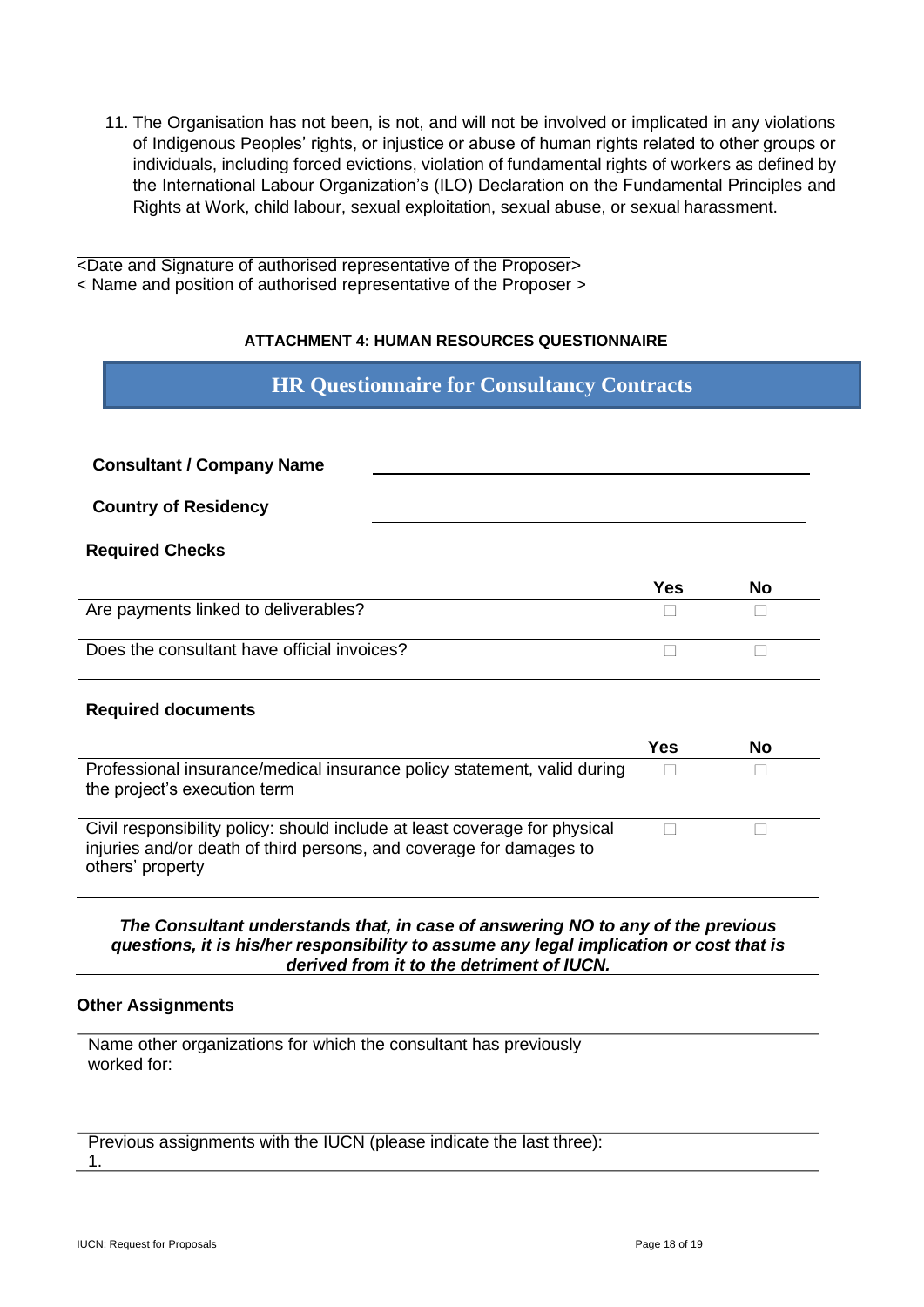11. The Organisation has not been, is not, and will not be involved or implicated in any violations of Indigenous Peoples' rights, or injustice or abuse of human rights related to other groups or individuals, including forced evictions, violation of fundamental rights of workers as defined by the International Labour Organization's (ILO) Declaration on the Fundamental Principles and Rights at Work, child labour, sexual exploitation, sexual abuse, or sexual harassment.

______________________________________________
<Date and Signature of authorised representative of the Proposer>
< Name and position of authorised representative of the Proposer >

#### ATTACHMENT 4: HUMAN RESOURCES QUESTIONNAIRE

## HR Questionnaire for Consultancy Contracts

**Consultant / Company Name** ______________________________

**Country of Residency** ______________________________

**Required Checks**

| | Yes | No |
|---|---|---|
| Are payments linked to deliverables? | ☐ | ☐ |
| Does the consultant have official invoices? | ☐ | ☐ |

**Required documents**

| | Yes | No |
|---|---|---|
| Professional insurance/medical insurance policy statement, valid during the project's execution term | ☐ | ☐ |
| Civil responsibility policy: should include at least coverage for physical injuries and/or death of third persons, and coverage for damages to others' property | ☐ | ☐ |

***The Consultant understands that, in case of answering NO to any of the previous questions, it is his/her responsibility to assume any legal implication or cost that is derived from it to the detriment of IUCN.***

**Other Assignments**

Name other organizations for which the consultant has previously worked for:

Previous assignments with the IUCN (please indicate the last three):
1.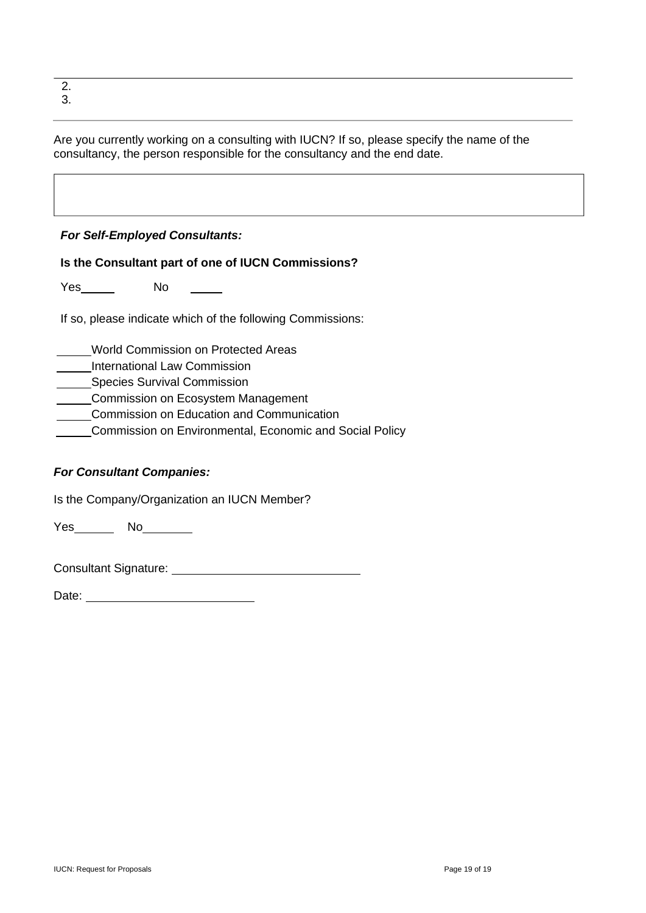2.
3.

Are you currently working on a consulting with IUCN? If so, please specify the name of the consultancy, the person responsible for the consultancy and the end date.

| |
|---|
| |

***For Self-Employed Consultants:***

**Is the Consultant part of one of IUCN Commissions?**

Yes_____ No _____

If so, please indicate which of the following Commissions:

_____World Commission on Protected Areas
_____International Law Commission
_____Species Survival Commission
_____Commission on Ecosystem Management
_____Commission on Education and Communication
_____Commission on Environmental, Economic and Social Policy

***For Consultant Companies:***

Is the Company/Organization an IUCN Member?

Yes______ No_______

Consultant Signature: ____________________________

Date: _________________________